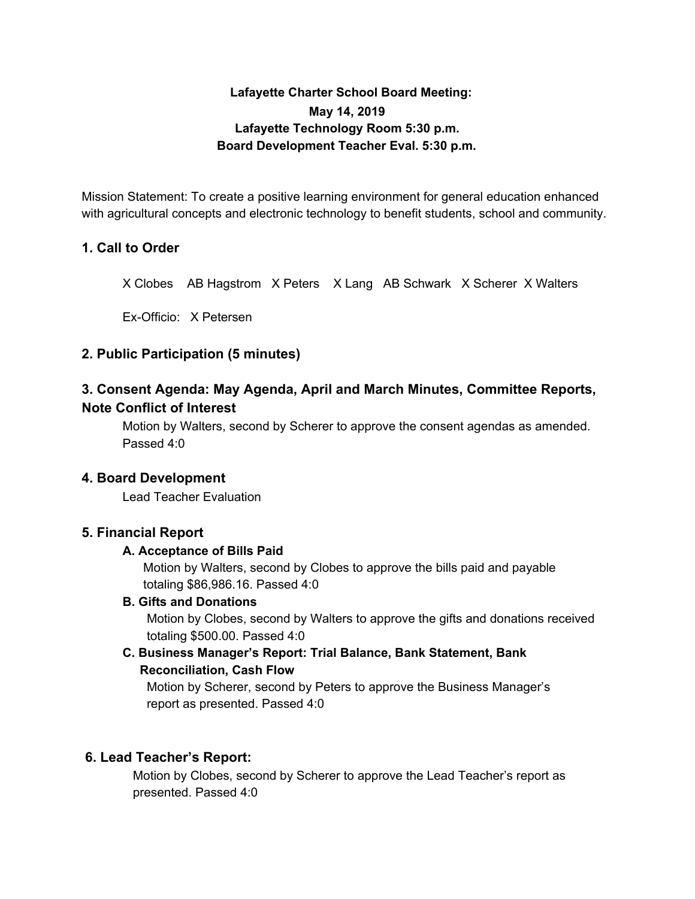**Lafayette Charter School Board Meeting:**
**May 14, 2019**
**Lafayette Technology Room 5:30 p.m.**
**Board Development Teacher Eval. 5:30 p.m.**

Mission Statement: To create a positive learning environment for general education enhanced with agricultural concepts and electronic technology to benefit students, school and community.

## 1. Call to Order

X Clobes AB Hagstrom X Peters X Lang AB Schwark X Scherer X Walters

Ex-Officio: X Petersen

## 2. Public Participation (5 minutes)

## 3. Consent Agenda: May Agenda, April and March Minutes, Committee Reports, Note Conflict of Interest

Motion by Walters, second by Scherer to approve the consent agendas as amended. Passed 4:0

## 4. Board Development

Lead Teacher Evaluation

## 5. Financial Report

### A. Acceptance of Bills Paid

Motion by Walters, second by Clobes to approve the bills paid and payable totaling $86,986.16. Passed 4:0

### B. Gifts and Donations

Motion by Clobes, second by Walters to approve the gifts and donations received totaling $500.00. Passed 4:0

### C. Business Manager's Report: Trial Balance, Bank Statement, Bank Reconciliation, Cash Flow

Motion by Scherer, second by Peters to approve the Business Manager's report as presented. Passed 4:0

## 6. Lead Teacher's Report:

Motion by Clobes, second by Scherer to approve the Lead Teacher's report as presented. Passed 4:0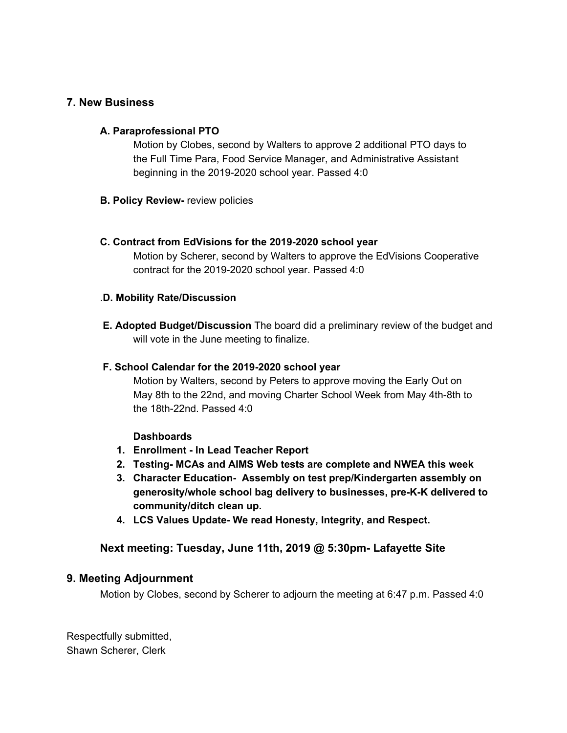## 7. New Business

**A. Paraprofessional PTO**

Motion by Clobes, second by Walters to approve 2 additional PTO days to the Full Time Para, Food Service Manager, and Administrative Assistant beginning in the 2019-2020 school year. Passed 4:0

**B. Policy Review-** review policies

**C. Contract from EdVisions for the 2019-2020 school year**

Motion by Scherer, second by Walters to approve the EdVisions Cooperative contract for the 2019-2020 school year. Passed 4:0

.**D. Mobility Rate/Discussion**

**E. Adopted Budget/Discussion** The board did a preliminary review of the budget and will vote in the June meeting to finalize.

**F. School Calendar for the 2019-2020 school year**

Motion by Walters, second by Peters to approve moving the Early Out on May 8th to the 22nd, and moving Charter School Week from May 4th-8th to the 18th-22nd. Passed 4:0

**Dashboards**

1. **Enrollment - In Lead Teacher Report**
2. **Testing- MCAs and AIMS Web tests are complete and NWEA this week**
3. **Character Education- Assembly on test prep/Kindergarten assembly on generosity/whole school bag delivery to businesses, pre-K-K delivered to community/ditch clean up.**
4. **LCS Values Update- We read Honesty, Integrity, and Respect.**

**Next meeting: Tuesday, June 11th, 2019 @ 5:30pm- Lafayette Site**

## 9. Meeting Adjournment

Motion by Clobes, second by Scherer to adjourn the meeting at 6:47 p.m. Passed 4:0

Respectfully submitted,
Shawn Scherer, Clerk